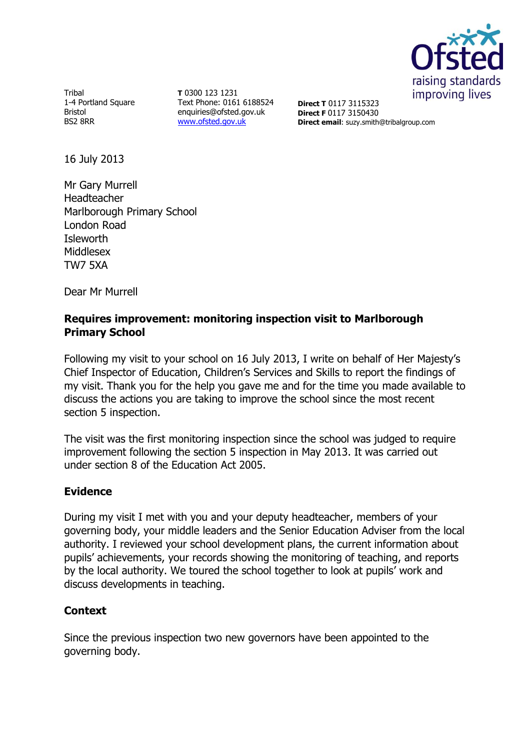Tribal
1-4 Portland Square
Bristol
BS2 8RR

**T** 0300 123 1231
Text Phone: 0161 6188524
enquiries@ofsted.gov.uk
www.ofsted.gov.uk

**Direct T** 0117 3115323
**Direct F** 0117 3150430
**Direct email**: suzy.smith@tribalgroup.com

16 July 2013

Mr Gary Murrell
Headteacher
Marlborough Primary School
London Road
Isleworth
Middlesex
TW7 5XA

Dear Mr Murrell

**Requires improvement: monitoring inspection visit to Marlborough Primary School**

Following my visit to your school on 16 July 2013, I write on behalf of Her Majesty's Chief Inspector of Education, Children's Services and Skills to report the findings of my visit. Thank you for the help you gave me and for the time you made available to discuss the actions you are taking to improve the school since the most recent section 5 inspection.

The visit was the first monitoring inspection since the school was judged to require improvement following the section 5 inspection in May 2013. It was carried out under section 8 of the Education Act 2005.

## Evidence

During my visit I met with you and your deputy headteacher, members of your governing body, your middle leaders and the Senior Education Adviser from the local authority. I reviewed your school development plans, the current information about pupils' achievements, your records showing the monitoring of teaching, and reports by the local authority. We toured the school together to look at pupils' work and discuss developments in teaching.

## Context

Since the previous inspection two new governors have been appointed to the governing body.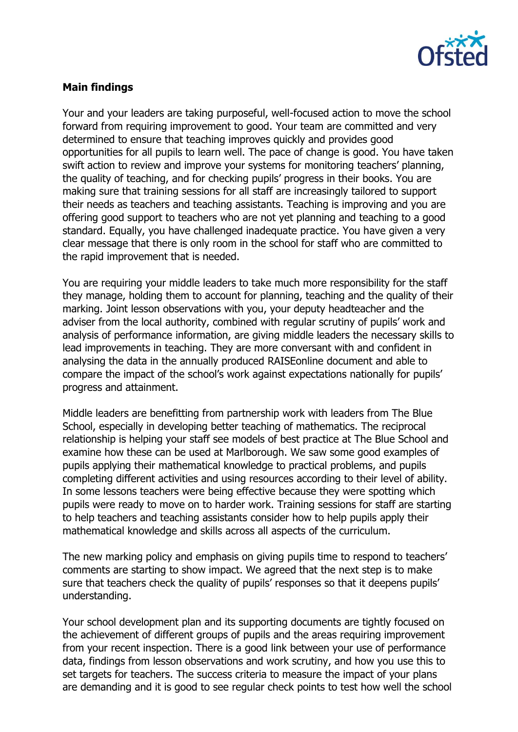**Main findings**

Your and your leaders are taking purposeful, well-focused action to move the school forward from requiring improvement to good. Your team are committed and very determined to ensure that teaching improves quickly and provides good opportunities for all pupils to learn well. The pace of change is good. You have taken swift action to review and improve your systems for monitoring teachers' planning, the quality of teaching, and for checking pupils' progress in their books. You are making sure that training sessions for all staff are increasingly tailored to support their needs as teachers and teaching assistants. Teaching is improving and you are offering good support to teachers who are not yet planning and teaching to a good standard. Equally, you have challenged inadequate practice. You have given a very clear message that there is only room in the school for staff who are committed to the rapid improvement that is needed.

You are requiring your middle leaders to take much more responsibility for the staff they manage, holding them to account for planning, teaching and the quality of their marking. Joint lesson observations with you, your deputy headteacher and the adviser from the local authority, combined with regular scrutiny of pupils' work and analysis of performance information, are giving middle leaders the necessary skills to lead improvements in teaching. They are more conversant with and confident in analysing the data in the annually produced RAISEonline document and able to compare the impact of the school's work against expectations nationally for pupils' progress and attainment.

Middle leaders are benefitting from partnership work with leaders from The Blue School, especially in developing better teaching of mathematics. The reciprocal relationship is helping your staff see models of best practice at The Blue School and examine how these can be used at Marlborough. We saw some good examples of pupils applying their mathematical knowledge to practical problems, and pupils completing different activities and using resources according to their level of ability. In some lessons teachers were being effective because they were spotting which pupils were ready to move on to harder work. Training sessions for staff are starting to help teachers and teaching assistants consider how to help pupils apply their mathematical knowledge and skills across all aspects of the curriculum.

The new marking policy and emphasis on giving pupils time to respond to teachers' comments are starting to show impact. We agreed that the next step is to make sure that teachers check the quality of pupils' responses so that it deepens pupils' understanding.

Your school development plan and its supporting documents are tightly focused on the achievement of different groups of pupils and the areas requiring improvement from your recent inspection. There is a good link between your use of performance data, findings from lesson observations and work scrutiny, and how you use this to set targets for teachers. The success criteria to measure the impact of your plans are demanding and it is good to see regular check points to test how well the school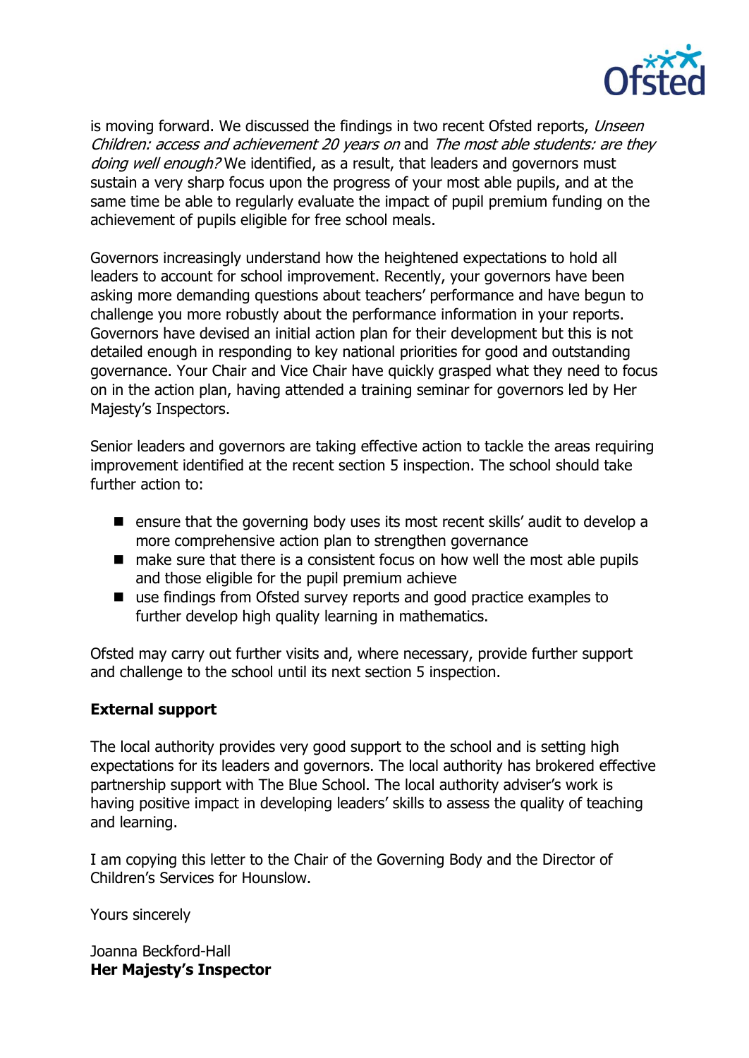is moving forward. We discussed the findings in two recent Ofsted reports, *Unseen Children: access and achievement 20 years on* and *The most able students: are they doing well enough?* We identified, as a result, that leaders and governors must sustain a very sharp focus upon the progress of your most able pupils, and at the same time be able to regularly evaluate the impact of pupil premium funding on the achievement of pupils eligible for free school meals.

Governors increasingly understand how the heightened expectations to hold all leaders to account for school improvement. Recently, your governors have been asking more demanding questions about teachers' performance and have begun to challenge you more robustly about the performance information in your reports. Governors have devised an initial action plan for their development but this is not detailed enough in responding to key national priorities for good and outstanding governance. Your Chair and Vice Chair have quickly grasped what they need to focus on in the action plan, having attended a training seminar for governors led by Her Majesty's Inspectors.

Senior leaders and governors are taking effective action to tackle the areas requiring improvement identified at the recent section 5 inspection. The school should take further action to:

- ensure that the governing body uses its most recent skills' audit to develop a more comprehensive action plan to strengthen governance
- make sure that there is a consistent focus on how well the most able pupils and those eligible for the pupil premium achieve
- use findings from Ofsted survey reports and good practice examples to further develop high quality learning in mathematics.

Ofsted may carry out further visits and, where necessary, provide further support and challenge to the school until its next section 5 inspection.

**External support**

The local authority provides very good support to the school and is setting high expectations for its leaders and governors. The local authority has brokered effective partnership support with The Blue School. The local authority adviser's work is having positive impact in developing leaders' skills to assess the quality of teaching and learning.

I am copying this letter to the Chair of the Governing Body and the Director of Children's Services for Hounslow.

Yours sincerely

Joanna Beckford-Hall
**Her Majesty's Inspector**